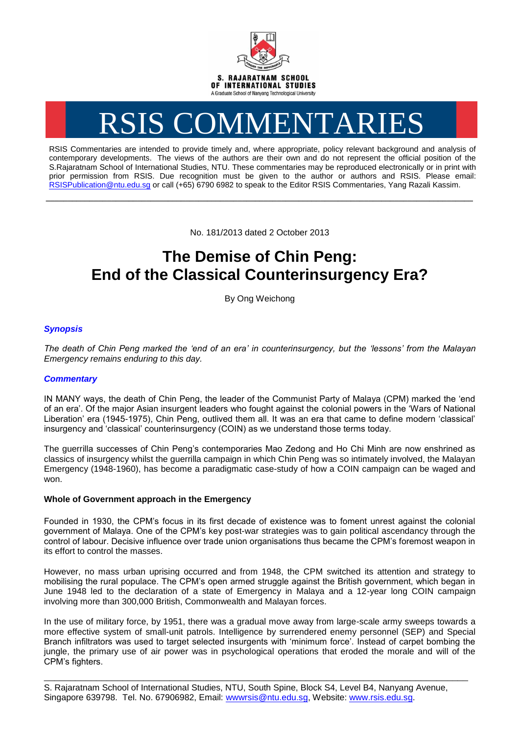S. RAJARATNAM SCHOOL OF INTERNATIONAL STUDIES

A Graduate School of Nanyang Technological University

# RSIS COMMENTARIES

RSIS Commentaries are intended to provide timely and, where appropriate, policy relevant background and analysis of contemporary developments. The views of the authors are their own and do not represent the official position of the S.Rajaratnam School of International Studies, NTU. These commentaries may be reproduced electronically or in print with prior permission from RSIS. Due recognition must be given to the author or authors and RSIS. Please email: RSISPublication@ntu.edu.sg or call (+65) 6790 6982 to speak to the Editor RSIS Commentaries, Yang Razali Kassim.

---

No. 181/2013 dated 2 October 2013

# The Demise of Chin Peng: End of the Classical Counterinsurgency Era?

By Ong Weichong

### *Synopsis*

*The death of Chin Peng marked the 'end of an era' in counterinsurgency, but the 'lessons' from the Malayan Emergency remains enduring to this day.*

### *Commentary*

IN MANY ways, the death of Chin Peng, the leader of the Communist Party of Malaya (CPM) marked the 'end of an era'. Of the major Asian insurgent leaders who fought against the colonial powers in the 'Wars of National Liberation' era (1945-1975), Chin Peng, outlived them all. It was an era that came to define modern 'classical' insurgency and 'classical' counterinsurgency (COIN) as we understand those terms today.

The guerrilla successes of Chin Peng's contemporaries Mao Zedong and Ho Chi Minh are now enshrined as classics of insurgency whilst the guerrilla campaign in which Chin Peng was so intimately involved, the Malayan Emergency (1948-1960), has become a paradigmatic case-study of how a COIN campaign can be waged and won.

**Whole of Government approach in the Emergency**

Founded in 1930, the CPM's focus in its first decade of existence was to foment unrest against the colonial government of Malaya. One of the CPM's key post-war strategies was to gain political ascendancy through the control of labour. Decisive influence over trade union organisations thus became the CPM's foremost weapon in its effort to control the masses.

However, no mass urban uprising occurred and from 1948, the CPM switched its attention and strategy to mobilising the rural populace. The CPM's open armed struggle against the British government, which began in June 1948 led to the declaration of a state of Emergency in Malaya and a 12-year long COIN campaign involving more than 300,000 British, Commonwealth and Malayan forces.

In the use of military force, by 1951, there was a gradual move away from large-scale army sweeps towards a more effective system of small-unit patrols. Intelligence by surrendered enemy personnel (SEP) and Special Branch infiltrators was used to target selected insurgents with 'minimum force'. Instead of carpet bombing the jungle, the primary use of air power was in psychological operations that eroded the morale and will of the CPM's fighters.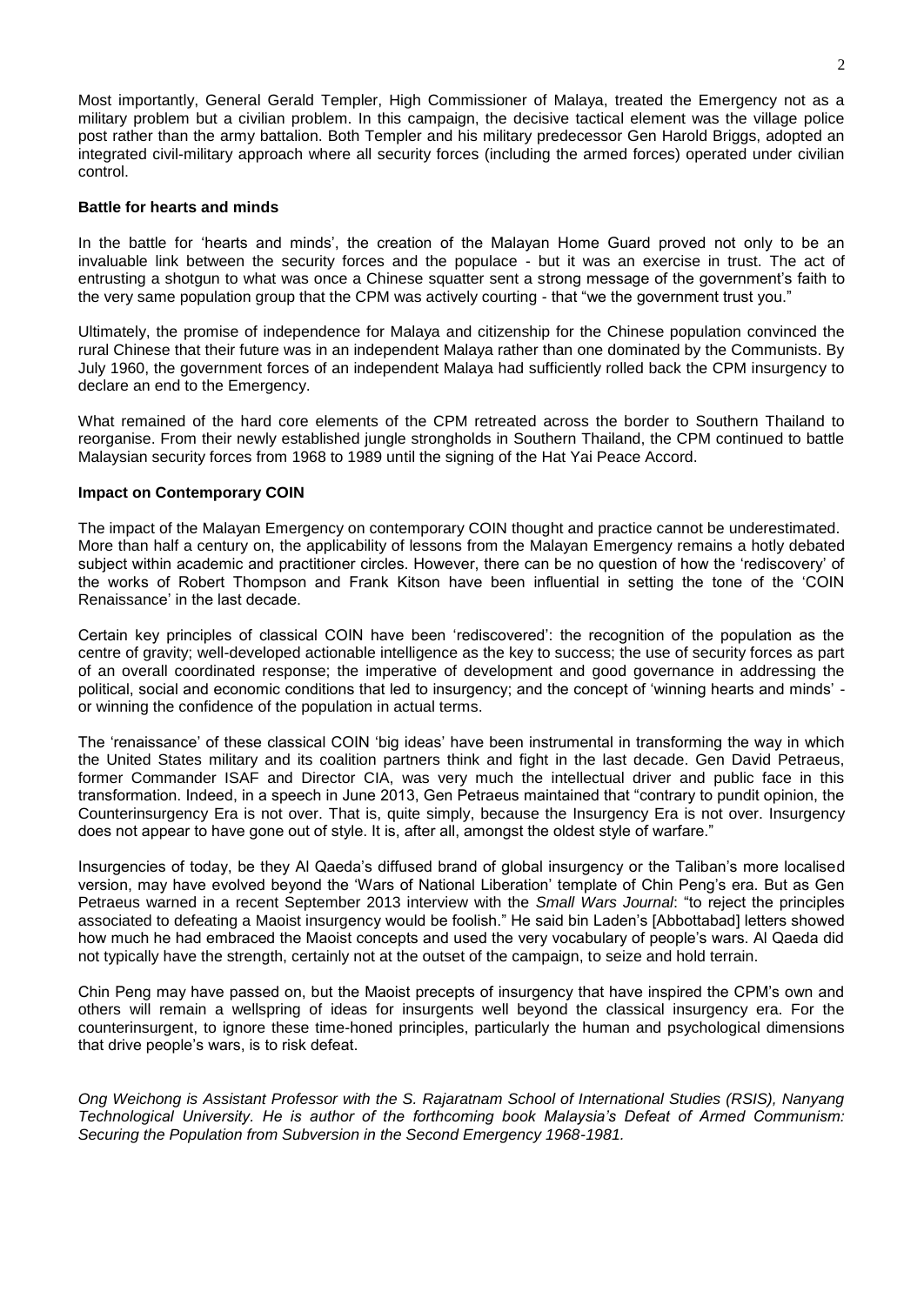Most importantly, General Gerald Templer, High Commissioner of Malaya, treated the Emergency not as a military problem but a civilian problem. In this campaign, the decisive tactical element was the village police post rather than the army battalion. Both Templer and his military predecessor Gen Harold Briggs, adopted an integrated civil-military approach where all security forces (including the armed forces) operated under civilian control.

**Battle for hearts and minds**

In the battle for 'hearts and minds', the creation of the Malayan Home Guard proved not only to be an invaluable link between the security forces and the populace - but it was an exercise in trust. The act of entrusting a shotgun to what was once a Chinese squatter sent a strong message of the government's faith to the very same population group that the CPM was actively courting - that "we the government trust you."

Ultimately, the promise of independence for Malaya and citizenship for the Chinese population convinced the rural Chinese that their future was in an independent Malaya rather than one dominated by the Communists. By July 1960, the government forces of an independent Malaya had sufficiently rolled back the CPM insurgency to declare an end to the Emergency.

What remained of the hard core elements of the CPM retreated across the border to Southern Thailand to reorganise. From their newly established jungle strongholds in Southern Thailand, the CPM continued to battle Malaysian security forces from 1968 to 1989 until the signing of the Hat Yai Peace Accord.

**Impact on Contemporary COIN**

The impact of the Malayan Emergency on contemporary COIN thought and practice cannot be underestimated. More than half a century on, the applicability of lessons from the Malayan Emergency remains a hotly debated subject within academic and practitioner circles. However, there can be no question of how the 'rediscovery' of the works of Robert Thompson and Frank Kitson have been influential in setting the tone of the 'COIN Renaissance' in the last decade.

Certain key principles of classical COIN have been 'rediscovered': the recognition of the population as the centre of gravity; well-developed actionable intelligence as the key to success; the use of security forces as part of an overall coordinated response; the imperative of development and good governance in addressing the political, social and economic conditions that led to insurgency; and the concept of 'winning hearts and minds' - or winning the confidence of the population in actual terms.

The 'renaissance' of these classical COIN 'big ideas' have been instrumental in transforming the way in which the United States military and its coalition partners think and fight in the last decade. Gen David Petraeus, former Commander ISAF and Director CIA, was very much the intellectual driver and public face in this transformation. Indeed, in a speech in June 2013, Gen Petraeus maintained that "contrary to pundit opinion, the Counterinsurgency Era is not over. That is, quite simply, because the Insurgency Era is not over. Insurgency does not appear to have gone out of style. It is, after all, amongst the oldest style of warfare."

Insurgencies of today, be they Al Qaeda's diffused brand of global insurgency or the Taliban's more localised version, may have evolved beyond the 'Wars of National Liberation' template of Chin Peng's era. But as Gen Petraeus warned in a recent September 2013 interview with the *Small Wars Journal*: "to reject the principles associated to defeating a Maoist insurgency would be foolish." He said bin Laden's [Abbottabad] letters showed how much he had embraced the Maoist concepts and used the very vocabulary of people's wars. Al Qaeda did not typically have the strength, certainly not at the outset of the campaign, to seize and hold terrain.

Chin Peng may have passed on, but the Maoist precepts of insurgency that have inspired the CPM's own and others will remain a wellspring of ideas for insurgents well beyond the classical insurgency era. For the counterinsurgent, to ignore these time-honed principles, particularly the human and psychological dimensions that drive people's wars, is to risk defeat.

*Ong Weichong is Assistant Professor with the S. Rajaratnam School of International Studies (RSIS), Nanyang Technological University. He is author of the forthcoming book Malaysia's Defeat of Armed Communism: Securing the Population from Subversion in the Second Emergency 1968-1981.*